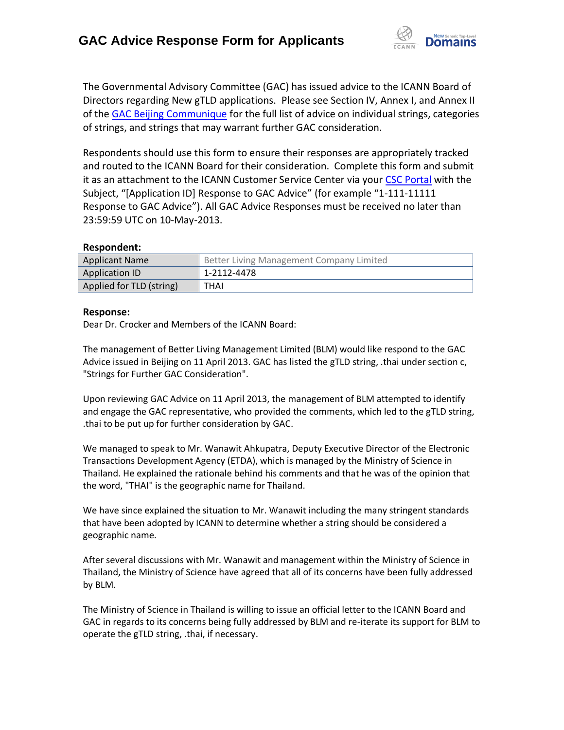# GAC Advice Response Form for Applicants

The Governmental Advisory Committee (GAC) has issued advice to the ICANN Board of Directors regarding New gTLD applications. Please see Section IV, Annex I, and Annex II of the GAC Beijing Communique for the full list of advice on individual strings, categories of strings, and strings that may warrant further GAC consideration.

Respondents should use this form to ensure their responses are appropriately tracked and routed to the ICANN Board for their consideration. Complete this form and submit it as an attachment to the ICANN Customer Service Center via your CSC Portal with the Subject, "[Application ID] Response to GAC Advice" (for example "1-111-11111 Response to GAC Advice"). All GAC Advice Responses must be received no later than 23:59:59 UTC on 10-May-2013.

**Respondent:**

| Applicant Name | Better Living Management Company Limited |
|---|---|
| Application ID | 1-2112-4478 |
| Applied for TLD (string) | THAI |

**Response:**

Dear Dr. Crocker and Members of the ICANN Board:

The management of Better Living Management Limited (BLM) would like respond to the GAC Advice issued in Beijing on 11 April 2013. GAC has listed the gTLD string, .thai under section c, "Strings for Further GAC Consideration".

Upon reviewing GAC Advice on 11 April 2013, the management of BLM attempted to identify and engage the GAC representative, who provided the comments, which led to the gTLD string, .thai to be put up for further consideration by GAC.

We managed to speak to Mr. Wanawit Ahkupatra, Deputy Executive Director of the Electronic Transactions Development Agency (ETDA), which is managed by the Ministry of Science in Thailand. He explained the rationale behind his comments and that he was of the opinion that the word, "THAI" is the geographic name for Thailand.

We have since explained the situation to Mr. Wanawit including the many stringent standards that have been adopted by ICANN to determine whether a string should be considered a geographic name.

After several discussions with Mr. Wanawit and management within the Ministry of Science in Thailand, the Ministry of Science have agreed that all of its concerns have been fully addressed by BLM.

The Ministry of Science in Thailand is willing to issue an official letter to the ICANN Board and GAC in regards to its concerns being fully addressed by BLM and re-iterate its support for BLM to operate the gTLD string, .thai, if necessary.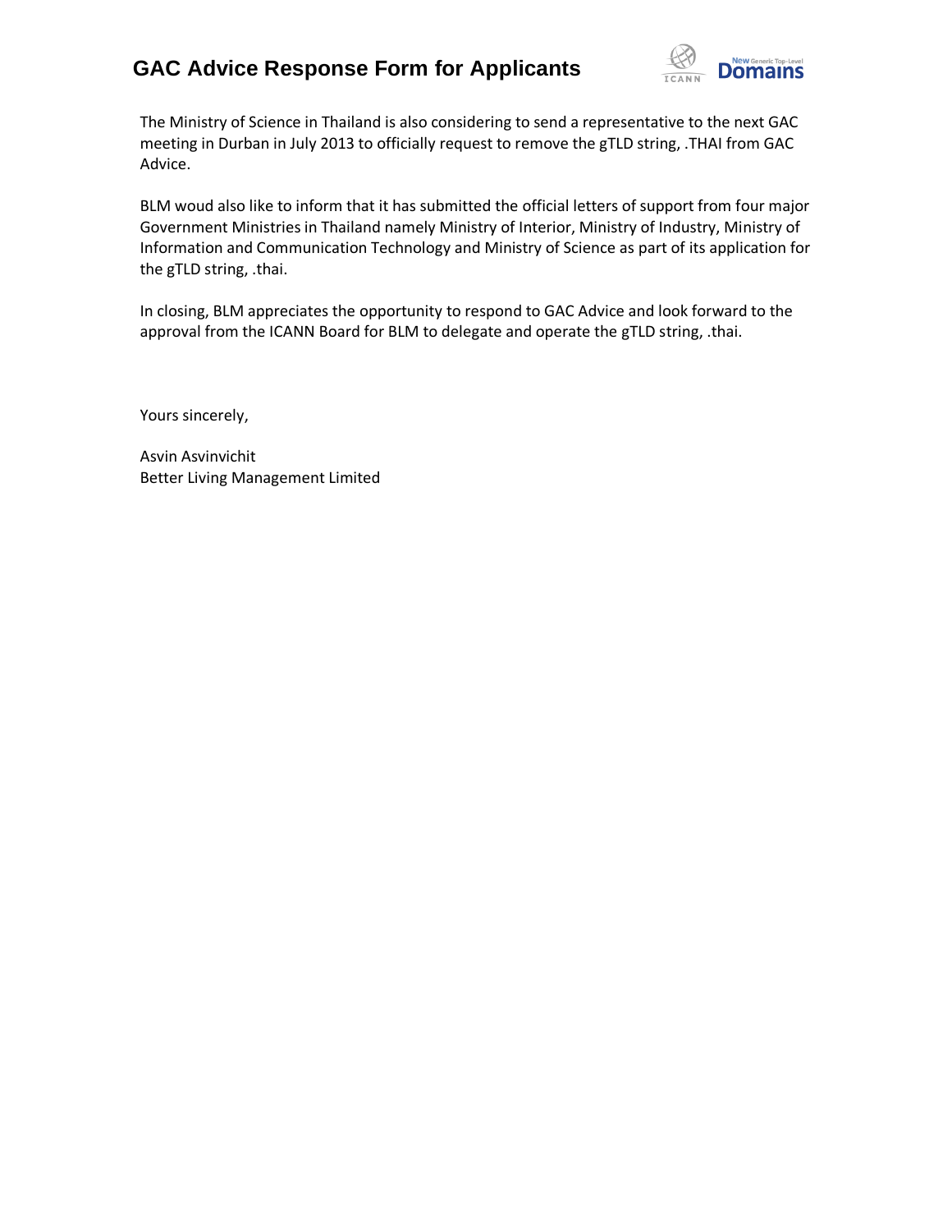The Ministry of Science in Thailand is also considering to send a representative to the next GAC meeting in Durban in July 2013 to officially request to remove the gTLD string, .THAI from GAC Advice.

BLM woud also like to inform that it has submitted the official letters of support from four major Government Ministries in Thailand namely Ministry of Interior, Ministry of Industry, Ministry of Information and Communication Technology and Ministry of Science as part of its application for the gTLD string, .thai.

In closing, BLM appreciates the opportunity to respond to GAC Advice and look forward to the approval from the ICANN Board for BLM to delegate and operate the gTLD string, .thai.

Yours sincerely,

Asvin Asvinvichit
Better Living Management Limited